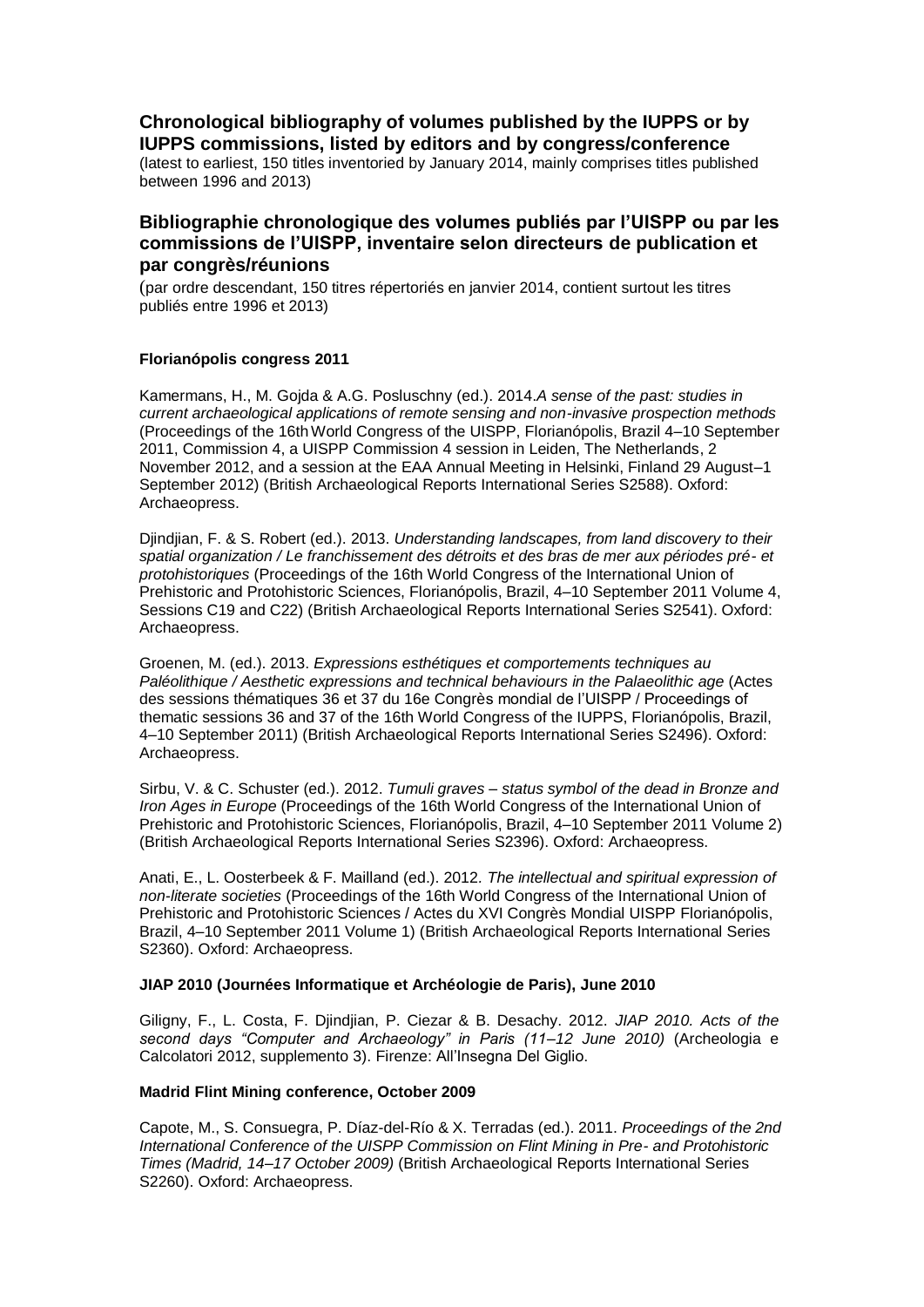## Chronological bibliography of volumes published by the IUPPS or by IUPPS commissions, listed by editors and by congress/conference

(latest to earliest, 150 titles inventoried by January 2014, mainly comprises titles published between 1996 and 2013)

## Bibliographie chronologique des volumes publiés par l'UISPP ou par les commissions de l'UISPP, inventaire selon directeurs de publication et par congrès/réunions

(par ordre descendant, 150 titres répertoriés en janvier 2014, contient surtout les titres publiés entre 1996 et 2013)

### Florianópolis congress 2011

Kamermans, H., M. Gojda & A.G. Posluschny (ed.). 2014.*A sense of the past: studies in current archaeological applications of remote sensing and non-invasive prospection methods* (Proceedings of the 16th World Congress of the UISPP, Florianópolis, Brazil 4–10 September 2011, Commission 4, a UISPP Commission 4 session in Leiden, The Netherlands, 2 November 2012, and a session at the EAA Annual Meeting in Helsinki, Finland 29 August–1 September 2012) (British Archaeological Reports International Series S2588). Oxford: Archaeopress.

Djindjian, F. & S. Robert (ed.). 2013. *Understanding landscapes, from land discovery to their spatial organization / Le franchissement des détroits et des bras de mer aux périodes pré- et protohistoriques* (Proceedings of the 16th World Congress of the International Union of Prehistoric and Protohistoric Sciences, Florianópolis, Brazil, 4–10 September 2011 Volume 4, Sessions C19 and C22) (British Archaeological Reports International Series S2541). Oxford: Archaeopress.

Groenen, M. (ed.). 2013. *Expressions esthétiques et comportements techniques au Paléolithique / Aesthetic expressions and technical behaviours in the Palaeolithic age* (Actes des sessions thématiques 36 et 37 du 16e Congrès mondial de l'UISPP / Proceedings of thematic sessions 36 and 37 of the 16th World Congress of the IUPPS, Florianópolis, Brazil, 4–10 September 2011) (British Archaeological Reports International Series S2496). Oxford: Archaeopress.

Sirbu, V. & C. Schuster (ed.). 2012. *Tumuli graves – status symbol of the dead in Bronze and Iron Ages in Europe* (Proceedings of the 16th World Congress of the International Union of Prehistoric and Protohistoric Sciences, Florianópolis, Brazil, 4–10 September 2011 Volume 2) (British Archaeological Reports International Series S2396). Oxford: Archaeopress.

Anati, E., L. Oosterbeek & F. Mailland (ed.). 2012. *The intellectual and spiritual expression of non-literate societies* (Proceedings of the 16th World Congress of the International Union of Prehistoric and Protohistoric Sciences / Actes du XVI Congrès Mondial UISPP Florianópolis, Brazil, 4–10 September 2011 Volume 1) (British Archaeological Reports International Series S2360). Oxford: Archaeopress.

### JIAP 2010 (Journées Informatique et Archéologie de Paris), June 2010

Giligny, F., L. Costa, F. Djindjian, P. Ciezar & B. Desachy. 2012. *JIAP 2010. Acts of the second days "Computer and Archaeology" in Paris (11–12 June 2010)* (Archeologia e Calcolatori 2012, supplemento 3). Firenze: All'Insegna Del Giglio.

### Madrid Flint Mining conference, October 2009

Capote, M., S. Consuegra, P. Díaz-del-Río & X. Terradas (ed.). 2011. *Proceedings of the 2nd International Conference of the UISPP Commission on Flint Mining in Pre- and Protohistoric Times (Madrid, 14–17 October 2009)* (British Archaeological Reports International Series S2260). Oxford: Archaeopress.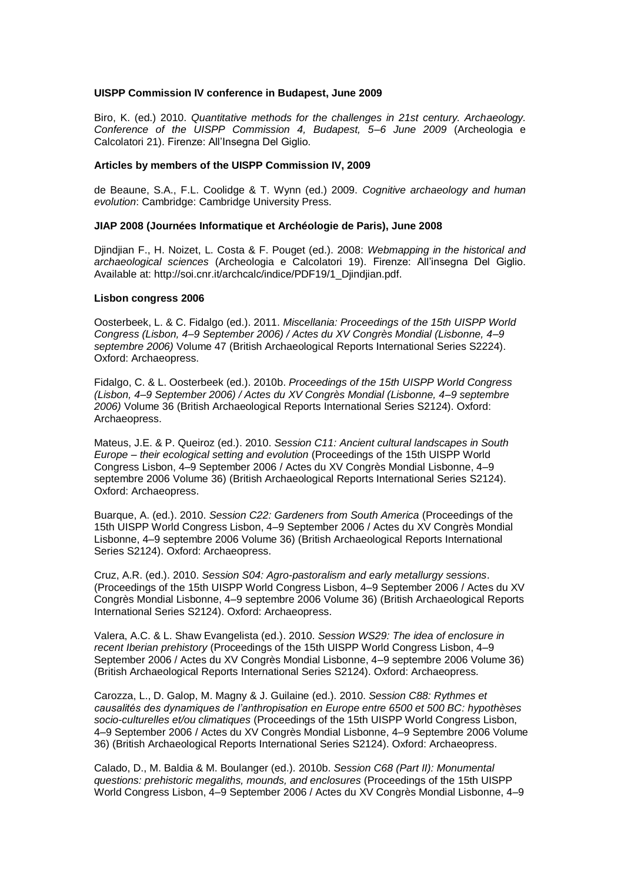**UISPP Commission IV conference in Budapest, June 2009**

Biro, K. (ed.) 2010. *Quantitative methods for the challenges in 21st century. Archaeology. Conference of the UISPP Commission 4, Budapest, 5–6 June 2009* (Archeologia e Calcolatori 21). Firenze: All'Insegna Del Giglio.

**Articles by members of the UISPP Commission IV, 2009**

de Beaune, S.A., F.L. Coolidge & T. Wynn (ed.) 2009. *Cognitive archaeology and human evolution*: Cambridge: Cambridge University Press.

**JIAP 2008 (Journées Informatique et Archéologie de Paris), June 2008**

Djindjian F., H. Noizet, L. Costa & F. Pouget (ed.). 2008: *Webmapping in the historical and archaeological sciences* (Archeologia e Calcolatori 19). Firenze: All'insegna Del Giglio. Available at: http://soi.cnr.it/archcalc/indice/PDF19/1_Djindjian.pdf.

**Lisbon congress 2006**

Oosterbeek, L. & C. Fidalgo (ed.). 2011. *Miscellania: Proceedings of the 15th UISPP World Congress (Lisbon, 4–9 September 2006) / Actes du XV Congrès Mondial (Lisbonne, 4–9 septembre 2006)* Volume 47 (British Archaeological Reports International Series S2224). Oxford: Archaeopress.

Fidalgo, C. & L. Oosterbeek (ed.). 2010b. *Proceedings of the 15th UISPP World Congress (Lisbon, 4–9 September 2006) / Actes du XV Congrès Mondial (Lisbonne, 4–9 septembre 2006)* Volume 36 (British Archaeological Reports International Series S2124). Oxford: Archaeopress.

Mateus, J.E. & P. Queiroz (ed.). 2010. *Session C11: Ancient cultural landscapes in South Europe – their ecological setting and evolution* (Proceedings of the 15th UISPP World Congress Lisbon, 4–9 September 2006 / Actes du XV Congrès Mondial Lisbonne, 4–9 septembre 2006 Volume 36) (British Archaeological Reports International Series S2124). Oxford: Archaeopress.

Buarque, A. (ed.). 2010. *Session C22: Gardeners from South America* (Proceedings of the 15th UISPP World Congress Lisbon, 4–9 September 2006 / Actes du XV Congrès Mondial Lisbonne, 4–9 septembre 2006 Volume 36) (British Archaeological Reports International Series S2124). Oxford: Archaeopress.

Cruz, A.R. (ed.). 2010. *Session S04: Agro-pastoralism and early metallurgy sessions*. (Proceedings of the 15th UISPP World Congress Lisbon, 4–9 September 2006 / Actes du XV Congrès Mondial Lisbonne, 4–9 septembre 2006 Volume 36) (British Archaeological Reports International Series S2124). Oxford: Archaeopress.

Valera, A.C. & L. Shaw Evangelista (ed.). 2010. *Session WS29: The idea of enclosure in recent Iberian prehistory* (Proceedings of the 15th UISPP World Congress Lisbon, 4–9 September 2006 / Actes du XV Congrès Mondial Lisbonne, 4–9 septembre 2006 Volume 36) (British Archaeological Reports International Series S2124). Oxford: Archaeopress.

Carozza, L., D. Galop, M. Magny & J. Guilaine (ed.). 2010. *Session C88: Rythmes et causalités des dynamiques de l'anthropisation en Europe entre 6500 et 500 BC: hypothèses socio-culturelles et/ou climatiques* (Proceedings of the 15th UISPP World Congress Lisbon, 4–9 September 2006 / Actes du XV Congrès Mondial Lisbonne, 4–9 Septembre 2006 Volume 36) (British Archaeological Reports International Series S2124). Oxford: Archaeopress.

Calado, D., M. Baldia & M. Boulanger (ed.). 2010b. *Session C68 (Part II): Monumental questions: prehistoric megaliths, mounds, and enclosures* (Proceedings of the 15th UISPP World Congress Lisbon, 4–9 September 2006 / Actes du XV Congrès Mondial Lisbonne, 4–9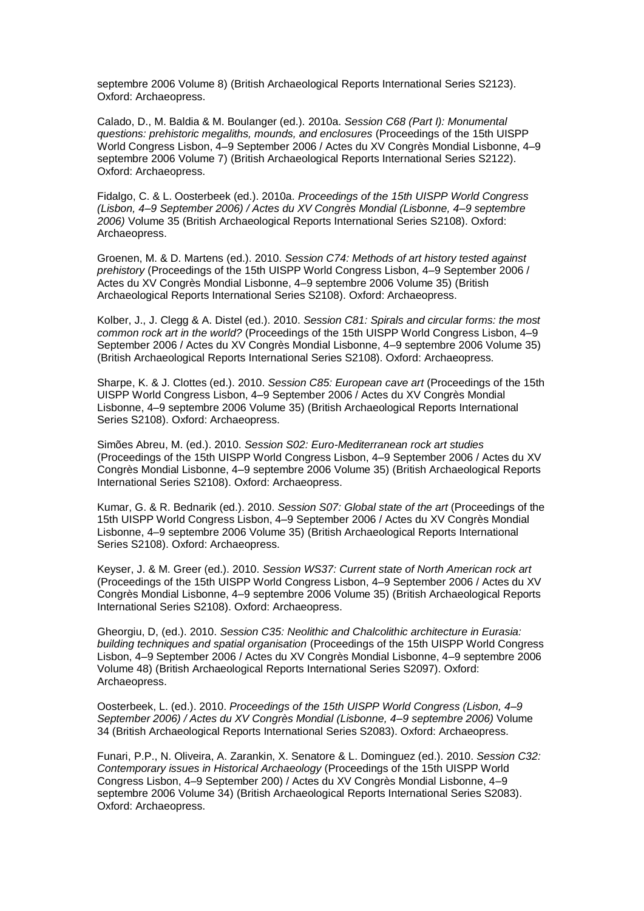septembre 2006 Volume 8) (British Archaeological Reports International Series S2123). Oxford: Archaeopress.

Calado, D., M. Baldia & M. Boulanger (ed.). 2010a. *Session C68 (Part I): Monumental questions: prehistoric megaliths, mounds, and enclosures* (Proceedings of the 15th UISPP World Congress Lisbon, 4–9 September 2006 / Actes du XV Congrès Mondial Lisbonne, 4–9 septembre 2006 Volume 7) (British Archaeological Reports International Series S2122). Oxford: Archaeopress.

Fidalgo, C. & L. Oosterbeek (ed.). 2010a. *Proceedings of the 15th UISPP World Congress (Lisbon, 4–9 September 2006) / Actes du XV Congrès Mondial (Lisbonne, 4–9 septembre 2006)* Volume 35 (British Archaeological Reports International Series S2108). Oxford: Archaeopress.

Groenen, M. & D. Martens (ed.). 2010. *Session C74: Methods of art history tested against prehistory* (Proceedings of the 15th UISPP World Congress Lisbon, 4–9 September 2006 / Actes du XV Congrès Mondial Lisbonne, 4–9 septembre 2006 Volume 35) (British Archaeological Reports International Series S2108). Oxford: Archaeopress.

Kolber, J., J. Clegg & A. Distel (ed.). 2010. *Session C81: Spirals and circular forms: the most common rock art in the world?* (Proceedings of the 15th UISPP World Congress Lisbon, 4–9 September 2006 / Actes du XV Congrès Mondial Lisbonne, 4–9 septembre 2006 Volume 35) (British Archaeological Reports International Series S2108). Oxford: Archaeopress.

Sharpe, K. & J. Clottes (ed.). 2010. *Session C85: European cave art* (Proceedings of the 15th UISPP World Congress Lisbon, 4–9 September 2006 / Actes du XV Congrès Mondial Lisbonne, 4–9 septembre 2006 Volume 35) (British Archaeological Reports International Series S2108). Oxford: Archaeopress.

Simões Abreu, M. (ed.). 2010. *Session S02: Euro-Mediterranean rock art studies* (Proceedings of the 15th UISPP World Congress Lisbon, 4–9 September 2006 / Actes du XV Congrès Mondial Lisbonne, 4–9 septembre 2006 Volume 35) (British Archaeological Reports International Series S2108). Oxford: Archaeopress.

Kumar, G. & R. Bednarik (ed.). 2010. *Session S07: Global state of the art* (Proceedings of the 15th UISPP World Congress Lisbon, 4–9 September 2006 / Actes du XV Congrès Mondial Lisbonne, 4–9 septembre 2006 Volume 35) (British Archaeological Reports International Series S2108). Oxford: Archaeopress.

Keyser, J. & M. Greer (ed.). 2010. *Session WS37: Current state of North American rock art* (Proceedings of the 15th UISPP World Congress Lisbon, 4–9 September 2006 / Actes du XV Congrès Mondial Lisbonne, 4–9 septembre 2006 Volume 35) (British Archaeological Reports International Series S2108). Oxford: Archaeopress.

Gheorgiu, D, (ed.). 2010. *Session C35: Neolithic and Chalcolithic architecture in Eurasia: building techniques and spatial organisation* (Proceedings of the 15th UISPP World Congress Lisbon, 4–9 September 2006 / Actes du XV Congrès Mondial Lisbonne, 4–9 septembre 2006 Volume 48) (British Archaeological Reports International Series S2097). Oxford: Archaeopress.

Oosterbeek, L. (ed.). 2010. *Proceedings of the 15th UISPP World Congress (Lisbon, 4–9 September 2006) / Actes du XV Congrès Mondial (Lisbonne, 4–9 septembre 2006)* Volume 34 (British Archaeological Reports International Series S2083). Oxford: Archaeopress.

Funari, P.P., N. Oliveira, A. Zarankin, X. Senatore & L. Dominguez (ed.). 2010. *Session C32: Contemporary issues in Historical Archaeology* (Proceedings of the 15th UISPP World Congress Lisbon, 4–9 September 200) / Actes du XV Congrès Mondial Lisbonne, 4–9 septembre 2006 Volume 34) (British Archaeological Reports International Series S2083). Oxford: Archaeopress.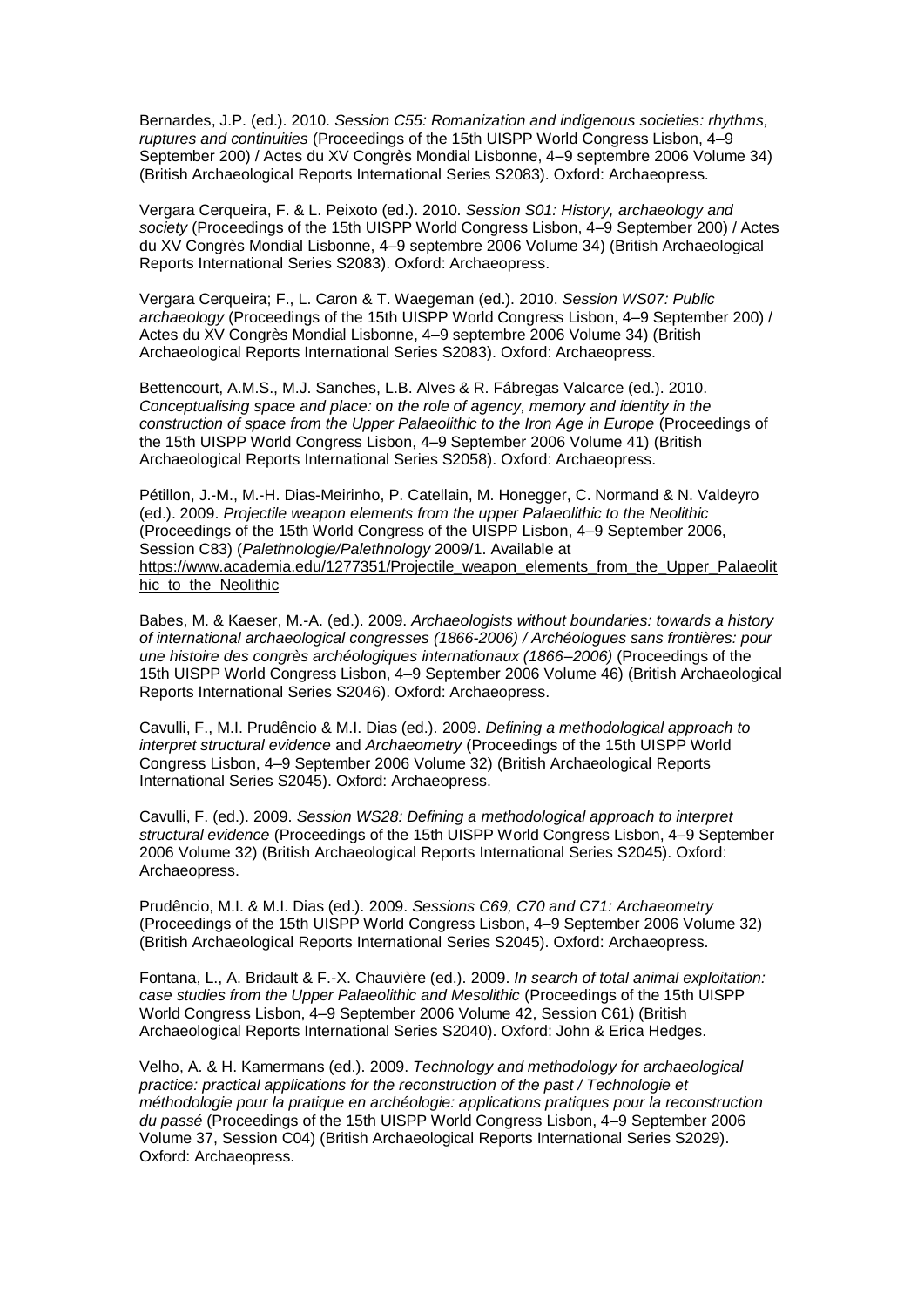Bernardes, J.P. (ed.). 2010. *Session C55: Romanization and indigenous societies: rhythms, ruptures and continuities* (Proceedings of the 15th UISPP World Congress Lisbon, 4–9 September 200) / Actes du XV Congrès Mondial Lisbonne, 4–9 septembre 2006 Volume 34) (British Archaeological Reports International Series S2083). Oxford: Archaeopress.

Vergara Cerqueira, F. & L. Peixoto (ed.). 2010. *Session S01: History, archaeology and society* (Proceedings of the 15th UISPP World Congress Lisbon, 4–9 September 200) / Actes du XV Congrès Mondial Lisbonne, 4–9 septembre 2006 Volume 34) (British Archaeological Reports International Series S2083). Oxford: Archaeopress.

Vergara Cerqueira; F., L. Caron & T. Waegeman (ed.). 2010. *Session WS07: Public archaeology* (Proceedings of the 15th UISPP World Congress Lisbon, 4–9 September 200) / Actes du XV Congrès Mondial Lisbonne, 4–9 septembre 2006 Volume 34) (British Archaeological Reports International Series S2083). Oxford: Archaeopress.

Bettencourt, A.M.S., M.J. Sanches, L.B. Alves & R. Fábregas Valcarce (ed.). 2010. *Conceptualising space and place: on the role of agency, memory and identity in the construction of space from the Upper Palaeolithic to the Iron Age in Europe* (Proceedings of the 15th UISPP World Congress Lisbon, 4–9 September 2006 Volume 41) (British Archaeological Reports International Series S2058). Oxford: Archaeopress.

Pétillon, J.-M., M.-H. Dias-Meirinho, P. Catellain, M. Honegger, C. Normand & N. Valdeyro (ed.). 2009. *Projectile weapon elements from the upper Palaeolithic to the Neolithic* (Proceedings of the 15th World Congress of the UISPP Lisbon, 4–9 September 2006, Session C83) (*Palethnologie/Palethnology* 2009/1. Available at https://www.academia.edu/1277351/Projectile_weapon_elements_from_the_Upper_Palaeolithic_to_the_Neolithic

Babes, M. & Kaeser, M.-A. (ed.). 2009. *Archaeologists without boundaries: towards a history of international archaeological congresses (1866-2006) / Archéologues sans frontières: pour une histoire des congrès archéologiques internationaux (1866–2006)* (Proceedings of the 15th UISPP World Congress Lisbon, 4–9 September 2006 Volume 46) (British Archaeological Reports International Series S2046). Oxford: Archaeopress.

Cavulli, F., M.I. Prudêncio & M.I. Dias (ed.). 2009. *Defining a methodological approach to interpret structural evidence* and *Archaeometry* (Proceedings of the 15th UISPP World Congress Lisbon, 4–9 September 2006 Volume 32) (British Archaeological Reports International Series S2045). Oxford: Archaeopress.

Cavulli, F. (ed.). 2009. *Session WS28: Defining a methodological approach to interpret structural evidence* (Proceedings of the 15th UISPP World Congress Lisbon, 4–9 September 2006 Volume 32) (British Archaeological Reports International Series S2045). Oxford: Archaeopress.

Prudêncio, M.I. & M.I. Dias (ed.). 2009. *Sessions C69, C70 and C71: Archaeometry* (Proceedings of the 15th UISPP World Congress Lisbon, 4–9 September 2006 Volume 32) (British Archaeological Reports International Series S2045). Oxford: Archaeopress.

Fontana, L., A. Bridault & F.-X. Chauvière (ed.). 2009. *In search of total animal exploitation: case studies from the Upper Palaeolithic and Mesolithic* (Proceedings of the 15th UISPP World Congress Lisbon, 4–9 September 2006 Volume 42, Session C61) (British Archaeological Reports International Series S2040). Oxford: John & Erica Hedges.

Velho, A. & H. Kamermans (ed.). 2009. *Technology and methodology for archaeological practice: practical applications for the reconstruction of the past / Technologie et méthodologie pour la pratique en archéologie: applications pratiques pour la reconstruction du passé* (Proceedings of the 15th UISPP World Congress Lisbon, 4–9 September 2006 Volume 37, Session C04) (British Archaeological Reports International Series S2029). Oxford: Archaeopress.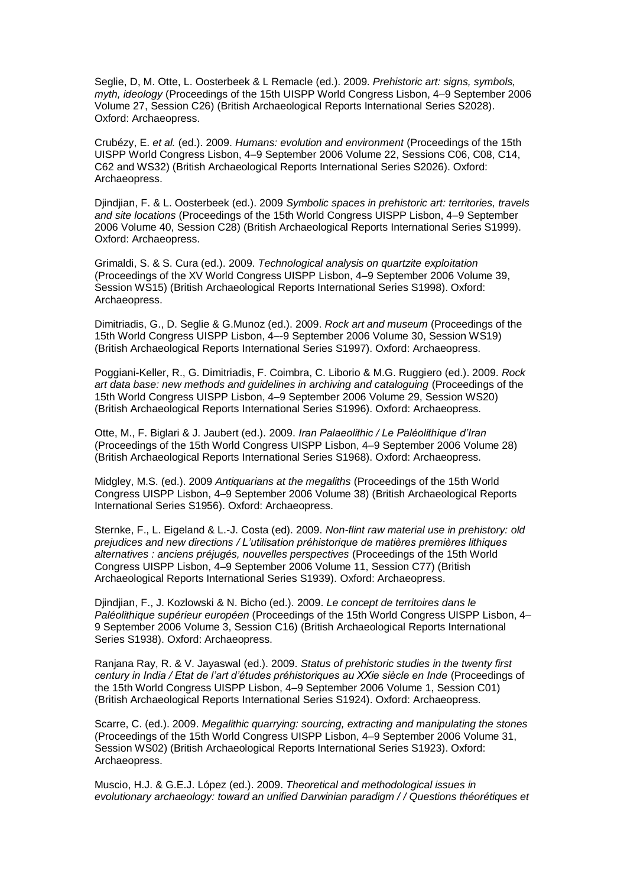Seglie, D, M. Otte, L. Oosterbeek & L Remacle (ed.). 2009. *Prehistoric art: signs, symbols, myth, ideology* (Proceedings of the 15th UISPP World Congress Lisbon, 4–9 September 2006 Volume 27, Session C26) (British Archaeological Reports International Series S2028). Oxford: Archaeopress.

Crubézy, E. *et al.* (ed.). 2009. *Humans: evolution and environment* (Proceedings of the 15th UISPP World Congress Lisbon, 4–9 September 2006 Volume 22, Sessions C06, C08, C14, C62 and WS32) (British Archaeological Reports International Series S2026). Oxford: Archaeopress.

Djindjian, F. & L. Oosterbeek (ed.). 2009 *Symbolic spaces in prehistoric art: territories, travels and site locations* (Proceedings of the 15th World Congress UISPP Lisbon, 4–9 September 2006 Volume 40, Session C28) (British Archaeological Reports International Series S1999). Oxford: Archaeopress.

Grimaldi, S. & S. Cura (ed.). 2009. *Technological analysis on quartzite exploitation* (Proceedings of the XV World Congress UISPP Lisbon, 4–9 September 2006 Volume 39, Session WS15) (British Archaeological Reports International Series S1998). Oxford: Archaeopress.

Dimitriadis, G., D. Seglie & G.Munoz (ed.). 2009. *Rock art and museum* (Proceedings of the 15th World Congress UISPP Lisbon, 4–-9 September 2006 Volume 30, Session WS19) (British Archaeological Reports International Series S1997). Oxford: Archaeopress.

Poggiani-Keller, R., G. Dimitriadis, F. Coimbra, C. Liborio & M.G. Ruggiero (ed.). 2009. *Rock art data base: new methods and guidelines in archiving and cataloguing* (Proceedings of the 15th World Congress UISPP Lisbon, 4–9 September 2006 Volume 29, Session WS20) (British Archaeological Reports International Series S1996). Oxford: Archaeopress.

Otte, M., F. Biglari & J. Jaubert (ed.). 2009. *Iran Palaeolithic / Le Paléolithique d'Iran* (Proceedings of the 15th World Congress UISPP Lisbon, 4–9 September 2006 Volume 28) (British Archaeological Reports International Series S1968). Oxford: Archaeopress.

Midgley, M.S. (ed.). 2009 *Antiquarians at the megaliths* (Proceedings of the 15th World Congress UISPP Lisbon, 4–9 September 2006 Volume 38) (British Archaeological Reports International Series S1956). Oxford: Archaeopress.

Sternke, F., L. Eigeland & L.-J. Costa (ed). 2009. *Non-flint raw material use in prehistory: old prejudices and new directions / L'utilisation préhistorique de matières premières lithiques alternatives : anciens préjugés, nouvelles perspectives* (Proceedings of the 15th World Congress UISPP Lisbon, 4–9 September 2006 Volume 11, Session C77) (British Archaeological Reports International Series S1939). Oxford: Archaeopress.

Djindjian, F., J. Kozlowski & N. Bicho (ed.). 2009. *Le concept de territoires dans le Paléolithique supérieur européen* (Proceedings of the 15th World Congress UISPP Lisbon, 4–9 September 2006 Volume 3, Session C16) (British Archaeological Reports International Series S1938). Oxford: Archaeopress.

Ranjana Ray, R. & V. Jayaswal (ed.). 2009. *Status of prehistoric studies in the twenty first century in India / Etat de l'art d'études préhistoriques au XXie siècle en Inde* (Proceedings of the 15th World Congress UISPP Lisbon, 4–9 September 2006 Volume 1, Session C01) (British Archaeological Reports International Series S1924). Oxford: Archaeopress.

Scarre, C. (ed.). 2009. *Megalithic quarrying: sourcing, extracting and manipulating the stones* (Proceedings of the 15th World Congress UISPP Lisbon, 4–9 September 2006 Volume 31, Session WS02) (British Archaeological Reports International Series S1923). Oxford: Archaeopress.

Muscio, H.J. & G.E.J. López (ed.). 2009. *Theoretical and methodological issues in evolutionary archaeology: toward an unified Darwinian paradigm / / Questions théorétiques et*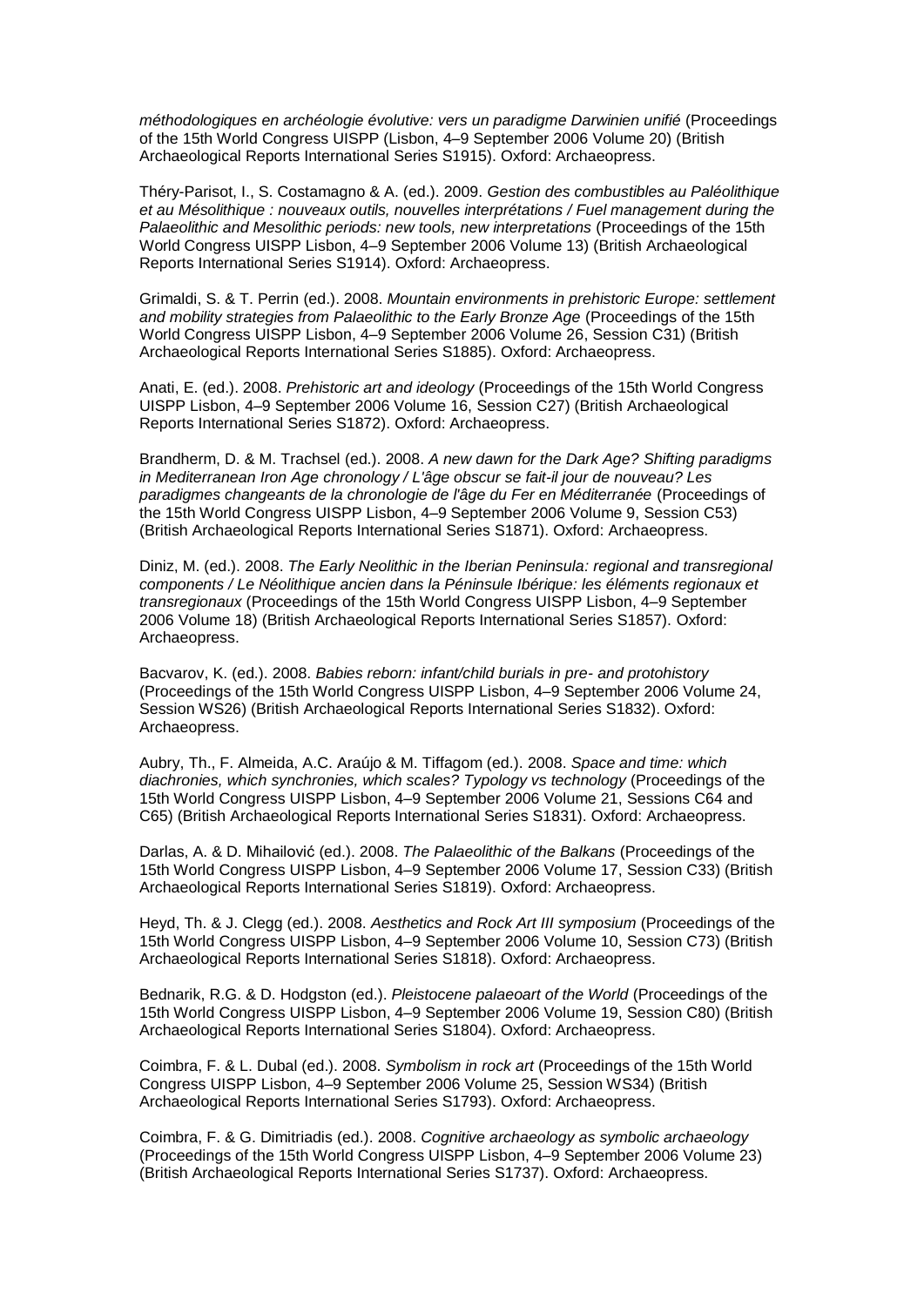*méthodologiques en archéologie évolutive: vers un paradigme Darwinien unifié* (Proceedings of the 15th World Congress UISPP (Lisbon, 4–9 September 2006 Volume 20) (British Archaeological Reports International Series S1915). Oxford: Archaeopress.

Théry-Parisot, I., S. Costamagno & A. (ed.). 2009. *Gestion des combustibles au Paléolithique et au Mésolithique : nouveaux outils, nouvelles interprétations / Fuel management during the Palaeolithic and Mesolithic periods: new tools, new interpretations* (Proceedings of the 15th World Congress UISPP Lisbon, 4–9 September 2006 Volume 13) (British Archaeological Reports International Series S1914). Oxford: Archaeopress.

Grimaldi, S. & T. Perrin (ed.). 2008. *Mountain environments in prehistoric Europe: settlement and mobility strategies from Palaeolithic to the Early Bronze Age* (Proceedings of the 15th World Congress UISPP Lisbon, 4–9 September 2006 Volume 26, Session C31) (British Archaeological Reports International Series S1885). Oxford: Archaeopress.

Anati, E. (ed.). 2008. *Prehistoric art and ideology* (Proceedings of the 15th World Congress UISPP Lisbon, 4–9 September 2006 Volume 16, Session C27) (British Archaeological Reports International Series S1872). Oxford: Archaeopress.

Brandherm, D. & M. Trachsel (ed.). 2008. *A new dawn for the Dark Age? Shifting paradigms in Mediterranean Iron Age chronology / L'âge obscur se fait-il jour de nouveau? Les paradigmes changeants de la chronologie de l'âge du Fer en Méditerranée* (Proceedings of the 15th World Congress UISPP Lisbon, 4–9 September 2006 Volume 9, Session C53) (British Archaeological Reports International Series S1871). Oxford: Archaeopress.

Diniz, M. (ed.). 2008. *The Early Neolithic in the Iberian Peninsula: regional and transregional components / Le Néolithique ancien dans la Péninsule Ibérique: les éléments regionaux et transregionaux* (Proceedings of the 15th World Congress UISPP Lisbon, 4–9 September 2006 Volume 18) (British Archaeological Reports International Series S1857). Oxford: Archaeopress.

Bacvarov, K. (ed.). 2008. *Babies reborn: infant/child burials in pre- and protohistory* (Proceedings of the 15th World Congress UISPP Lisbon, 4–9 September 2006 Volume 24, Session WS26) (British Archaeological Reports International Series S1832). Oxford: Archaeopress.

Aubry, Th., F. Almeida, A.C. Araújo & M. Tiffagom (ed.). 2008. *Space and time: which diachronies, which synchronies, which scales? Typology vs technology* (Proceedings of the 15th World Congress UISPP Lisbon, 4–9 September 2006 Volume 21, Sessions C64 and C65) (British Archaeological Reports International Series S1831). Oxford: Archaeopress.

Darlas, A. & D. Mihailović (ed.). 2008. *The Palaeolithic of the Balkans* (Proceedings of the 15th World Congress UISPP Lisbon, 4–9 September 2006 Volume 17, Session C33) (British Archaeological Reports International Series S1819). Oxford: Archaeopress.

Heyd, Th. & J. Clegg (ed.). 2008. *Aesthetics and Rock Art III symposium* (Proceedings of the 15th World Congress UISPP Lisbon, 4–9 September 2006 Volume 10, Session C73) (British Archaeological Reports International Series S1818). Oxford: Archaeopress.

Bednarik, R.G. & D. Hodgston (ed.). *Pleistocene palaeoart of the World* (Proceedings of the 15th World Congress UISPP Lisbon, 4–9 September 2006 Volume 19, Session C80) (British Archaeological Reports International Series S1804). Oxford: Archaeopress.

Coimbra, F. & L. Dubal (ed.). 2008. *Symbolism in rock art* (Proceedings of the 15th World Congress UISPP Lisbon, 4–9 September 2006 Volume 25, Session WS34) (British Archaeological Reports International Series S1793). Oxford: Archaeopress.

Coimbra, F. & G. Dimitriadis (ed.). 2008. *Cognitive archaeology as symbolic archaeology* (Proceedings of the 15th World Congress UISPP Lisbon, 4–9 September 2006 Volume 23) (British Archaeological Reports International Series S1737). Oxford: Archaeopress.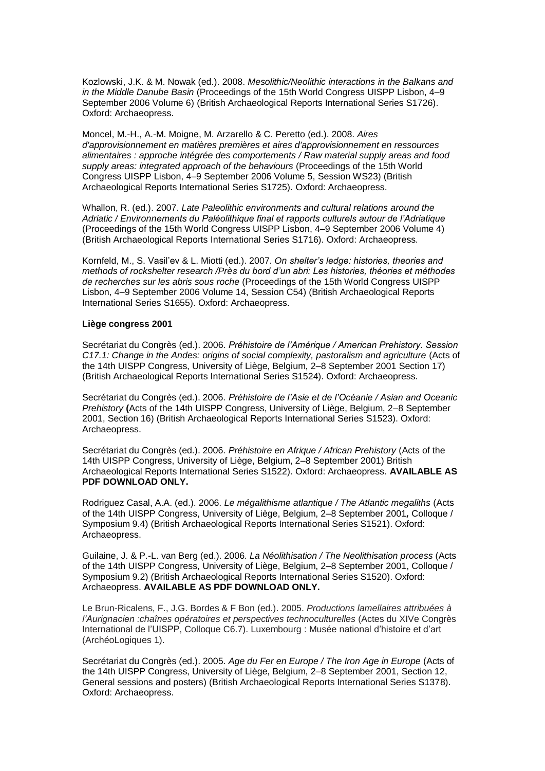Kozlowski, J.K. & M. Nowak (ed.). 2008. *Mesolithic/Neolithic interactions in the Balkans and in the Middle Danube Basin* (Proceedings of the 15th World Congress UISPP Lisbon, 4–9 September 2006 Volume 6) (British Archaeological Reports International Series S1726). Oxford: Archaeopress.

Moncel, M.-H., A.-M. Moigne, M. Arzarello & C. Peretto (ed.). 2008. *Aires d'approvisionnement en matières premières et aires d'approvisionnement en ressources alimentaires : approche intégrée des comportements / Raw material supply areas and food supply areas: integrated approach of the behaviours* (Proceedings of the 15th World Congress UISPP Lisbon, 4–9 September 2006 Volume 5, Session WS23) (British Archaeological Reports International Series S1725). Oxford: Archaeopress.

Whallon, R. (ed.). 2007. *Late Paleolithic environments and cultural relations around the Adriatic / Environnements du Paléolithique final et rapports culturels autour de l'Adriatique* (Proceedings of the 15th World Congress UISPP Lisbon, 4–9 September 2006 Volume 4) (British Archaeological Reports International Series S1716). Oxford: Archaeopress.

Kornfeld, M., S. Vasil'ev & L. Miotti (ed.). 2007. *On shelter's ledge: histories, theories and methods of rockshelter research /Près du bord d'un abri: Les histories, théories et méthodes de recherches sur les abris sous roche* (Proceedings of the 15th World Congress UISPP Lisbon, 4–9 September 2006 Volume 14, Session C54) (British Archaeological Reports International Series S1655). Oxford: Archaeopress.

**Liège congress 2001**

Secrétariat du Congrès (ed.). 2006. *Préhistoire de l'Amérique / American Prehistory. Session C17.1: Change in the Andes: origins of social complexity, pastoralism and agriculture* (Acts of the 14th UISPP Congress, University of Liège, Belgium, 2–8 September 2001 Section 17) (British Archaeological Reports International Series S1524). Oxford: Archaeopress.

Secrétariat du Congrès (ed.). 2006. *Préhistoire de l'Asie et de l'Océanie / Asian and Oceanic Prehistory* **(**Acts of the 14th UISPP Congress, University of Liège, Belgium, 2–8 September 2001, Section 16) (British Archaeological Reports International Series S1523). Oxford: Archaeopress.

Secrétariat du Congrès (ed.). 2006. *Préhistoire en Afrique / African Prehistory* (Acts of the 14th UISPP Congress, University of Liège, Belgium, 2–8 September 2001) British Archaeological Reports International Series S1522). Oxford: Archaeopress. **AVAILABLE AS PDF DOWNLOAD ONLY.**

Rodriguez Casal, A.A. (ed.). 2006. *Le mégalithisme atlantique / The Atlantic megaliths* (Acts of the 14th UISPP Congress, University of Liège, Belgium, 2–8 September 2001**,** Colloque / Symposium 9.4) (British Archaeological Reports International Series S1521). Oxford: Archaeopress.

Guilaine, J. & P.-L. van Berg (ed.). 2006. *La Néolithisation / The Neolithisation process* (Acts of the 14th UISPP Congress, University of Liège, Belgium, 2–8 September 2001, Colloque / Symposium 9.2) (British Archaeological Reports International Series S1520). Oxford: Archaeopress. **AVAILABLE AS PDF DOWNLOAD ONLY.**

Le Brun-Ricalens, F., J.G. Bordes & F Bon (ed.). 2005. *Productions lamellaires attribuées à l'Aurignacien :chaînes opératoires et perspectives technoculturelles* (Actes du XIVe Congrès International de l'UISPP, Colloque C6.7). Luxembourg : Musée national d'histoire et d'art (ArchéoLogiques 1).

Secrétariat du Congrès (ed.). 2005. *Age du Fer en Europe / The Iron Age in Europe* (Acts of the 14th UISPP Congress, University of Liège, Belgium, 2–8 September 2001, Section 12, General sessions and posters) (British Archaeological Reports International Series S1378). Oxford: Archaeopress.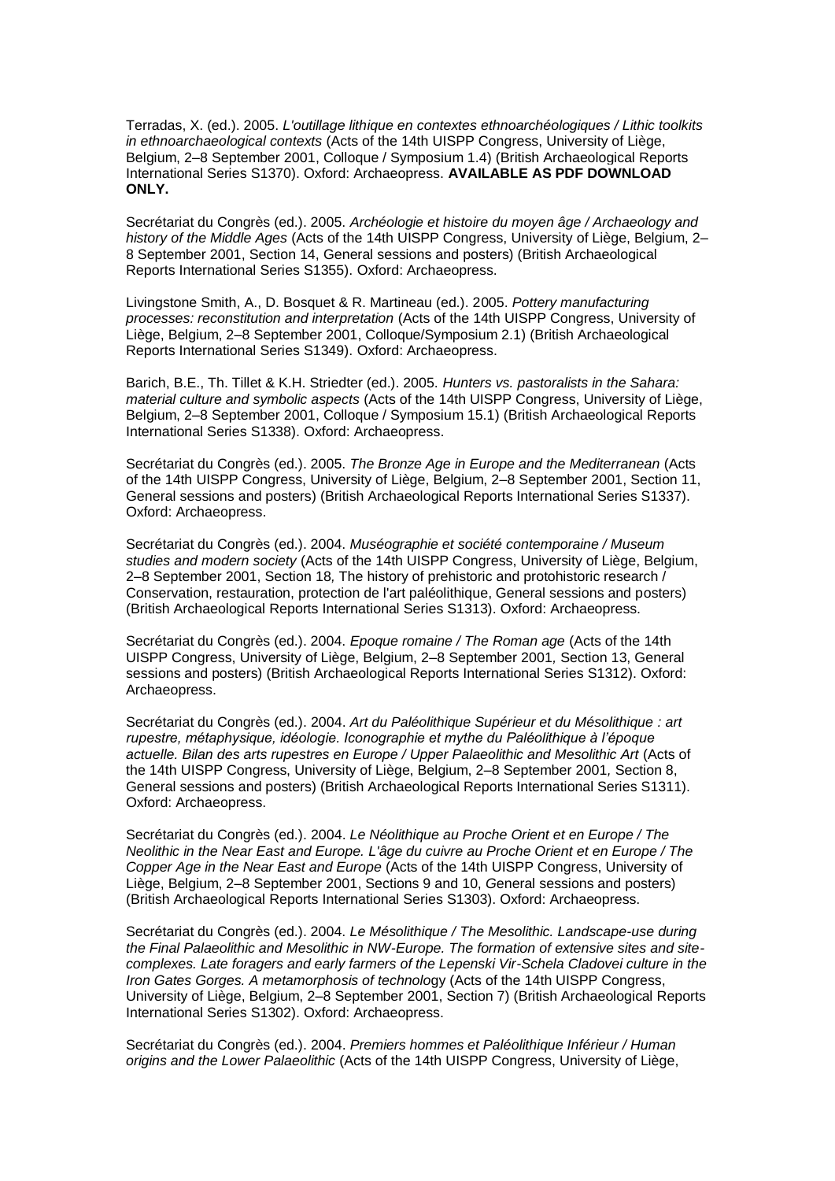Terradas, X. (ed.). 2005. *L'outillage lithique en contextes ethnoarchéologiques / Lithic toolkits in ethnoarchaeological contexts* (Acts of the 14th UISPP Congress, University of Liège, Belgium, 2–8 September 2001, Colloque / Symposium 1.4) (British Archaeological Reports International Series S1370). Oxford: Archaeopress. **AVAILABLE AS PDF DOWNLOAD ONLY.**

Secrétariat du Congrès (ed.). 2005. *Archéologie et histoire du moyen âge / Archaeology and history of the Middle Ages* (Acts of the 14th UISPP Congress, University of Liège, Belgium, 2–8 September 2001, Section 14, General sessions and posters) (British Archaeological Reports International Series S1355). Oxford: Archaeopress.

Livingstone Smith, A., D. Bosquet & R. Martineau (ed.). 2005. *Pottery manufacturing processes: reconstitution and interpretation* (Acts of the 14th UISPP Congress, University of Liège, Belgium, 2–8 September 2001, Colloque/Symposium 2.1) (British Archaeological Reports International Series S1349). Oxford: Archaeopress.

Barich, B.E., Th. Tillet & K.H. Striedter (ed.). 2005. *Hunters vs. pastoralists in the Sahara: material culture and symbolic aspects* (Acts of the 14th UISPP Congress, University of Liège, Belgium, 2–8 September 2001, Colloque / Symposium 15.1) (British Archaeological Reports International Series S1338). Oxford: Archaeopress.

Secrétariat du Congrès (ed.). 2005. *The Bronze Age in Europe and the Mediterranean* (Acts of the 14th UISPP Congress, University of Liège, Belgium, 2–8 September 2001, Section 11, General sessions and posters) (British Archaeological Reports International Series S1337). Oxford: Archaeopress.

Secrétariat du Congrès (ed.). 2004. *Muséographie et société contemporaine / Museum studies and modern society* (Acts of the 14th UISPP Congress, University of Liège, Belgium, 2–8 September 2001, Section 18, The history of prehistoric and protohistoric research / Conservation, restauration, protection de l'art paléolithique, General sessions and posters) (British Archaeological Reports International Series S1313). Oxford: Archaeopress.

Secrétariat du Congrès (ed.). 2004. *Epoque romaine / The Roman age* (Acts of the 14th UISPP Congress, University of Liège, Belgium, 2–8 September 2001, Section 13, General sessions and posters) (British Archaeological Reports International Series S1312). Oxford: Archaeopress.

Secrétariat du Congrès (ed.). 2004. *Art du Paléolithique Supérieur et du Mésolithique : art rupestre, métaphysique, idéologie. Iconographie et mythe du Paléolithique à l'époque actuelle. Bilan des arts rupestres en Europe / Upper Palaeolithic and Mesolithic Art* (Acts of the 14th UISPP Congress, University of Liège, Belgium, 2–8 September 2001, Section 8, General sessions and posters) (British Archaeological Reports International Series S1311). Oxford: Archaeopress.

Secrétariat du Congrès (ed.). 2004. *Le Néolithique au Proche Orient et en Europe / The Neolithic in the Near East and Europe. L'âge du cuivre au Proche Orient et en Europe / The Copper Age in the Near East and Europe* (Acts of the 14th UISPP Congress, University of Liège, Belgium, 2–8 September 2001, Sections 9 and 10, General sessions and posters) (British Archaeological Reports International Series S1303). Oxford: Archaeopress.

Secrétariat du Congrès (ed.). 2004. *Le Mésolithique / The Mesolithic. Landscape-use during the Final Palaeolithic and Mesolithic in NW-Europe. The formation of extensive sites and site-complexes. Late foragers and early farmers of the Lepenski Vir-Schela Cladovei culture in the Iron Gates Gorges. A metamorphosis of technolog*y (Acts of the 14th UISPP Congress, University of Liège, Belgium, 2–8 September 2001, Section 7) (British Archaeological Reports International Series S1302). Oxford: Archaeopress.

Secrétariat du Congrès (ed.). 2004. *Premiers hommes et Paléolithique Inférieur / Human origins and the Lower Palaeolithic* (Acts of the 14th UISPP Congress, University of Liège,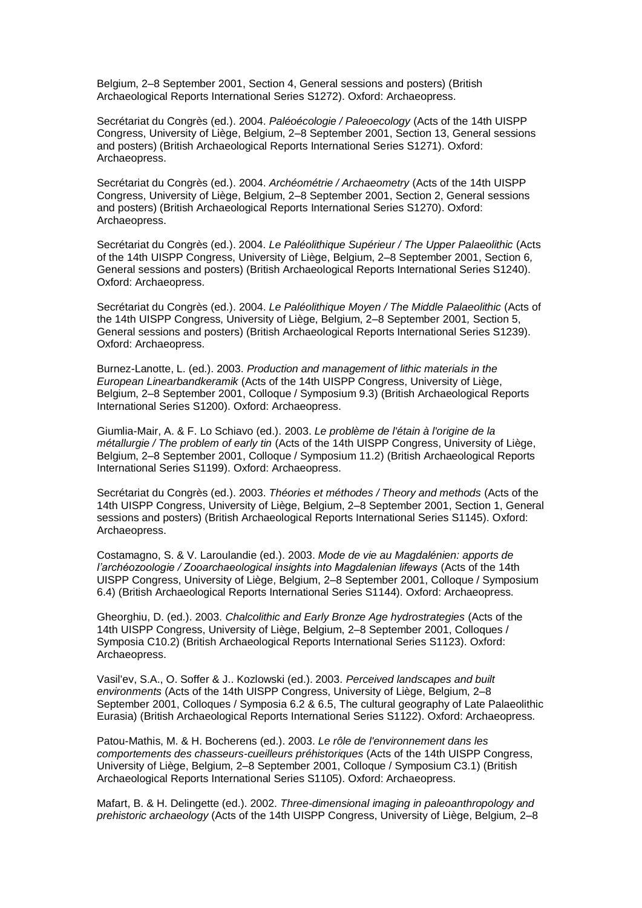Belgium, 2–8 September 2001, Section 4, General sessions and posters) (British Archaeological Reports International Series S1272). Oxford: Archaeopress.

Secrétariat du Congrès (ed.). 2004. *Paléoécologie / Paleoecology* (Acts of the 14th UISPP Congress, University of Liège, Belgium, 2–8 September 2001, Section 13, General sessions and posters) (British Archaeological Reports International Series S1271). Oxford: Archaeopress.

Secrétariat du Congrès (ed.). 2004. *Archéométrie / Archaeometry* (Acts of the 14th UISPP Congress, University of Liège, Belgium, 2–8 September 2001, Section 2, General sessions and posters) (British Archaeological Reports International Series S1270). Oxford: Archaeopress.

Secrétariat du Congrès (ed.). 2004. *Le Paléolithique Supérieur / The Upper Palaeolithic* (Acts of the 14th UISPP Congress, University of Liège, Belgium, 2–8 September 2001, Section 6, General sessions and posters) (British Archaeological Reports International Series S1240). Oxford: Archaeopress.

Secrétariat du Congrès (ed.). 2004. *Le Paléolithique Moyen / The Middle Palaeolithic* (Acts of the 14th UISPP Congress, University of Liège, Belgium, 2–8 September 2001, Section 5, General sessions and posters) (British Archaeological Reports International Series S1239). Oxford: Archaeopress.

Burnez-Lanotte, L. (ed.). 2003. *Production and management of lithic materials in the European Linearbandkeramik* (Acts of the 14th UISPP Congress, University of Liège, Belgium, 2–8 September 2001, Colloque / Symposium 9.3) (British Archaeological Reports International Series S1200). Oxford: Archaeopress.

Giumlia-Mair, A. & F. Lo Schiavo (ed.). 2003. *Le problème de l'étain à l'origine de la métallurgie / The problem of early tin* (Acts of the 14th UISPP Congress, University of Liège, Belgium, 2–8 September 2001, Colloque / Symposium 11.2) (British Archaeological Reports International Series S1199). Oxford: Archaeopress.

Secrétariat du Congrès (ed.). 2003. *Théories et méthodes / Theory and methods* (Acts of the 14th UISPP Congress, University of Liège, Belgium, 2–8 September 2001, Section 1, General sessions and posters) (British Archaeological Reports International Series S1145). Oxford: Archaeopress.

Costamagno, S. & V. Laroulandie (ed.). 2003. *Mode de vie au Magdalénien: apports de l'archéozoologie / Zooarchaeological insights into Magdalenian lifeways* (Acts of the 14th UISPP Congress, University of Liège, Belgium, 2–8 September 2001, Colloque / Symposium 6.4) (British Archaeological Reports International Series S1144). Oxford: Archaeopress.

Gheorghiu, D. (ed.). 2003. *Chalcolithic and Early Bronze Age hydrostrategies* (Acts of the 14th UISPP Congress, University of Liège, Belgium, 2–8 September 2001, Colloques / Symposia C10.2) (British Archaeological Reports International Series S1123). Oxford: Archaeopress.

Vasil'ev, S.A., O. Soffer & J.. Kozlowski (ed.). 2003. *Perceived landscapes and built environments* (Acts of the 14th UISPP Congress, University of Liège, Belgium, 2–8 September 2001, Colloques / Symposia 6.2 & 6.5, The cultural geography of Late Palaeolithic Eurasia) (British Archaeological Reports International Series S1122). Oxford: Archaeopress.

Patou-Mathis, M. & H. Bocherens (ed.). 2003. *Le rôle de l'environnement dans les comportements des chasseurs-cueilleurs préhistoriques* (Acts of the 14th UISPP Congress, University of Liège, Belgium, 2–8 September 2001, Colloque / Symposium C3.1) (British Archaeological Reports International Series S1105). Oxford: Archaeopress.

Mafart, B. & H. Delingette (ed.). 2002. *Three-dimensional imaging in paleoanthropology and prehistoric archaeology* (Acts of the 14th UISPP Congress, University of Liège, Belgium, 2–8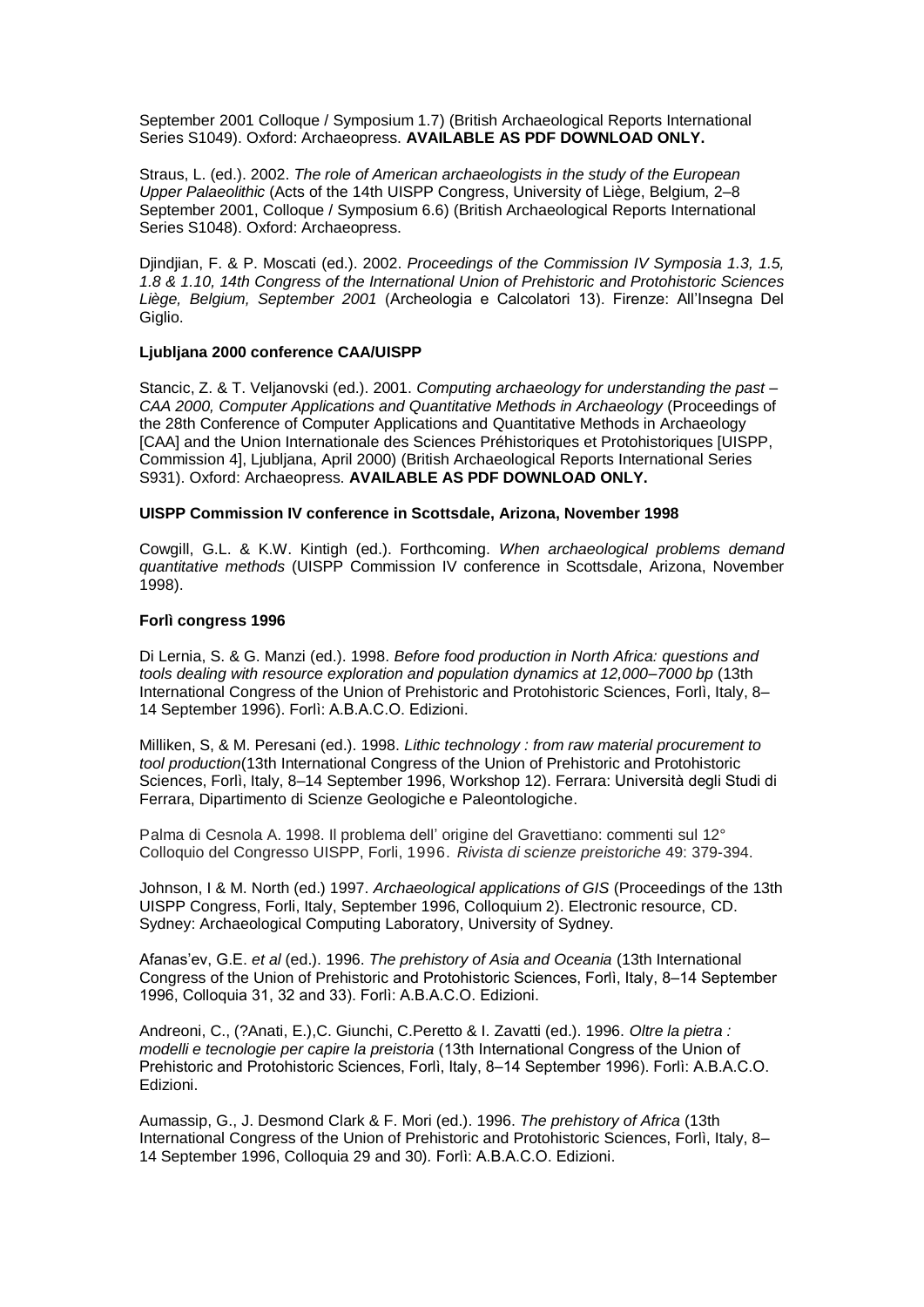September 2001 Colloque / Symposium 1.7) (British Archaeological Reports International Series S1049). Oxford: Archaeopress. **AVAILABLE AS PDF DOWNLOAD ONLY.**

Straus, L. (ed.). 2002. *The role of American archaeologists in the study of the European Upper Palaeolithic* (Acts of the 14th UISPP Congress, University of Liège, Belgium, 2–8 September 2001, Colloque / Symposium 6.6) (British Archaeological Reports International Series S1048). Oxford: Archaeopress.

Djindjian, F. & P. Moscati (ed.). 2002. *Proceedings of the Commission IV Symposia 1.3, 1.5, 1.8 & 1.10, 14th Congress of the International Union of Prehistoric and Protohistoric Sciences Liège, Belgium, September 2001* (Archeologia e Calcolatori 13). Firenze: All'Insegna Del Giglio.

**Ljubljana 2000 conference CAA/UISPP**

Stancic, Z. & T. Veljanovski (ed.). 2001. *Computing archaeology for understanding the past – CAA 2000, Computer Applications and Quantitative Methods in Archaeology* (Proceedings of the 28th Conference of Computer Applications and Quantitative Methods in Archaeology [CAA] and the Union Internationale des Sciences Préhistoriques et Protohistoriques [UISPP, Commission 4], Ljubljana, April 2000) (British Archaeological Reports International Series S931). Oxford: Archaeopress. **AVAILABLE AS PDF DOWNLOAD ONLY.**

**UISPP Commission IV conference in Scottsdale, Arizona, November 1998**

Cowgill, G.L. & K.W. Kintigh (ed.). Forthcoming. *When archaeological problems demand quantitative methods* (UISPP Commission IV conference in Scottsdale, Arizona, November 1998).

**Forlì congress 1996**

Di Lernia, S. & G. Manzi (ed.). 1998. *Before food production in North Africa: questions and tools dealing with resource exploration and population dynamics at 12,000–7000 bp* (13th International Congress of the Union of Prehistoric and Protohistoric Sciences, Forlì, Italy, 8–14 September 1996). Forlì: A.B.A.C.O. Edizioni.

Milliken, S, & M. Peresani (ed.). 1998. *Lithic technology : from raw material procurement to tool production*(13th International Congress of the Union of Prehistoric and Protohistoric Sciences, Forlì, Italy, 8–14 September 1996, Workshop 12). Ferrara: Università degli Studi di Ferrara, Dipartimento di Scienze Geologiche e Paleontologiche.

Palma di Cesnola A. 1998. Il problema dell' origine del Gravettiano: commenti sul 12° Colloquio del Congresso UISPP, Forli, 1996. *Rivista di scienze preistoriche* 49: 379-394.

Johnson, I & M. North (ed.) 1997. *Archaeological applications of GIS* (Proceedings of the 13th UISPP Congress, Forli, Italy, September 1996, Colloquium 2). Electronic resource, CD. Sydney: Archaeological Computing Laboratory, University of Sydney.

Afanas'ev, G.E. *et al* (ed.). 1996. *The prehistory of Asia and Oceania* (13th International Congress of the Union of Prehistoric and Protohistoric Sciences, Forlì, Italy, 8–14 September 1996, Colloquia 31, 32 and 33). Forlì: A.B.A.C.O. Edizioni.

Andreoni, C., (?Anati, E.),C. Giunchi, C.Peretto & I. Zavatti (ed.). 1996. *Oltre la pietra : modelli e tecnologie per capire la preistoria* (13th International Congress of the Union of Prehistoric and Protohistoric Sciences, Forlì, Italy, 8–14 September 1996). Forlì: A.B.A.C.O. Edizioni.

Aumassip, G., J. Desmond Clark & F. Mori (ed.). 1996. *The prehistory of Africa* (13th International Congress of the Union of Prehistoric and Protohistoric Sciences, Forlì, Italy, 8–14 September 1996, Colloquia 29 and 30). Forlì: A.B.A.C.O. Edizioni.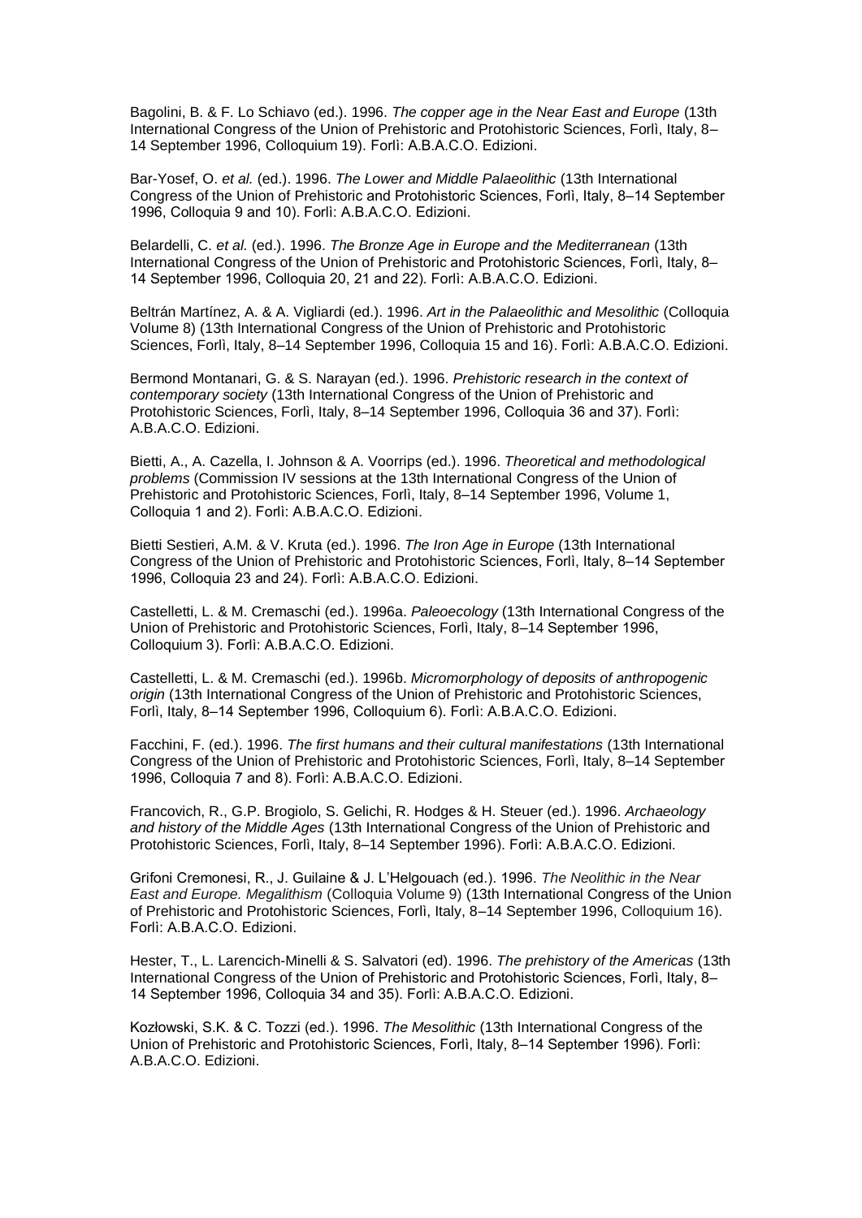Bagolini, B. & F. Lo Schiavo (ed.). 1996. *The copper age in the Near East and Europe* (13th International Congress of the Union of Prehistoric and Protohistoric Sciences, Forlì, Italy, 8–14 September 1996, Colloquium 19). Forlì: A.B.A.C.O. Edizioni.

Bar-Yosef, O. *et al.* (ed.). 1996. *The Lower and Middle Palaeolithic* (13th International Congress of the Union of Prehistoric and Protohistoric Sciences, Forlì, Italy, 8–14 September 1996, Colloquia 9 and 10). Forlì: A.B.A.C.O. Edizioni.

Belardelli, C. *et al.* (ed.). 1996. *The Bronze Age in Europe and the Mediterranean* (13th International Congress of the Union of Prehistoric and Protohistoric Sciences, Forlì, Italy, 8–14 September 1996, Colloquia 20, 21 and 22). Forlì: A.B.A.C.O. Edizioni.

Beltrán Martínez, A. & A. Vigliardi (ed.). 1996. *Art in the Palaeolithic and Mesolithic* (Colloquia Volume 8) (13th International Congress of the Union of Prehistoric and Protohistoric Sciences, Forlì, Italy, 8–14 September 1996, Colloquia 15 and 16). Forlì: A.B.A.C.O. Edizioni.

Bermond Montanari, G. & S. Narayan (ed.). 1996. *Prehistoric research in the context of contemporary society* (13th International Congress of the Union of Prehistoric and Protohistoric Sciences, Forlì, Italy, 8–14 September 1996, Colloquia 36 and 37). Forlì: A.B.A.C.O. Edizioni.

Bietti, A., A. Cazella, I. Johnson & A. Voorrips (ed.). 1996. *Theoretical and methodological problems* (Commission IV sessions at the 13th International Congress of the Union of Prehistoric and Protohistoric Sciences, Forlì, Italy, 8–14 September 1996, Volume 1, Colloquia 1 and 2). Forlì: A.B.A.C.O. Edizioni.

Bietti Sestieri, A.M. & V. Kruta (ed.). 1996. *The Iron Age in Europe* (13th International Congress of the Union of Prehistoric and Protohistoric Sciences, Forlì, Italy, 8–14 September 1996, Colloquia 23 and 24). Forlì: A.B.A.C.O. Edizioni.

Castelletti, L. & M. Cremaschi (ed.). 1996a. *Paleoecology* (13th International Congress of the Union of Prehistoric and Protohistoric Sciences, Forlì, Italy, 8–14 September 1996, Colloquium 3). Forlì: A.B.A.C.O. Edizioni.

Castelletti, L. & M. Cremaschi (ed.). 1996b. *Micromorphology of deposits of anthropogenic origin* (13th International Congress of the Union of Prehistoric and Protohistoric Sciences, Forlì, Italy, 8–14 September 1996, Colloquium 6). Forlì: A.B.A.C.O. Edizioni.

Facchini, F. (ed.). 1996. *The first humans and their cultural manifestations* (13th International Congress of the Union of Prehistoric and Protohistoric Sciences, Forlì, Italy, 8–14 September 1996, Colloquia 7 and 8). Forlì: A.B.A.C.O. Edizioni.

Francovich, R., G.P. Brogiolo, S. Gelichi, R. Hodges & H. Steuer (ed.). 1996. *Archaeology and history of the Middle Ages* (13th International Congress of the Union of Prehistoric and Protohistoric Sciences, Forlì, Italy, 8–14 September 1996). Forlì: A.B.A.C.O. Edizioni.

Grifoni Cremonesi, R., J. Guilaine & J. L'Helgouach (ed.). 1996. *The Neolithic in the Near East and Europe. Megalithism* (Colloquia Volume 9) (13th International Congress of the Union of Prehistoric and Protohistoric Sciences, Forlì, Italy, 8–14 September 1996, Colloquium 16). Forlì: A.B.A.C.O. Edizioni.

Hester, T., L. Larencich-Minelli & S. Salvatori (ed). 1996. *The prehistory of the Americas* (13th International Congress of the Union of Prehistoric and Protohistoric Sciences, Forlì, Italy, 8–14 September 1996, Colloquia 34 and 35). Forlì: A.B.A.C.O. Edizioni.

Kozłowski, S.K. & C. Tozzi (ed.). 1996. *The Mesolithic* (13th International Congress of the Union of Prehistoric and Protohistoric Sciences, Forlì, Italy, 8–14 September 1996). Forlì: A.B.A.C.O. Edizioni.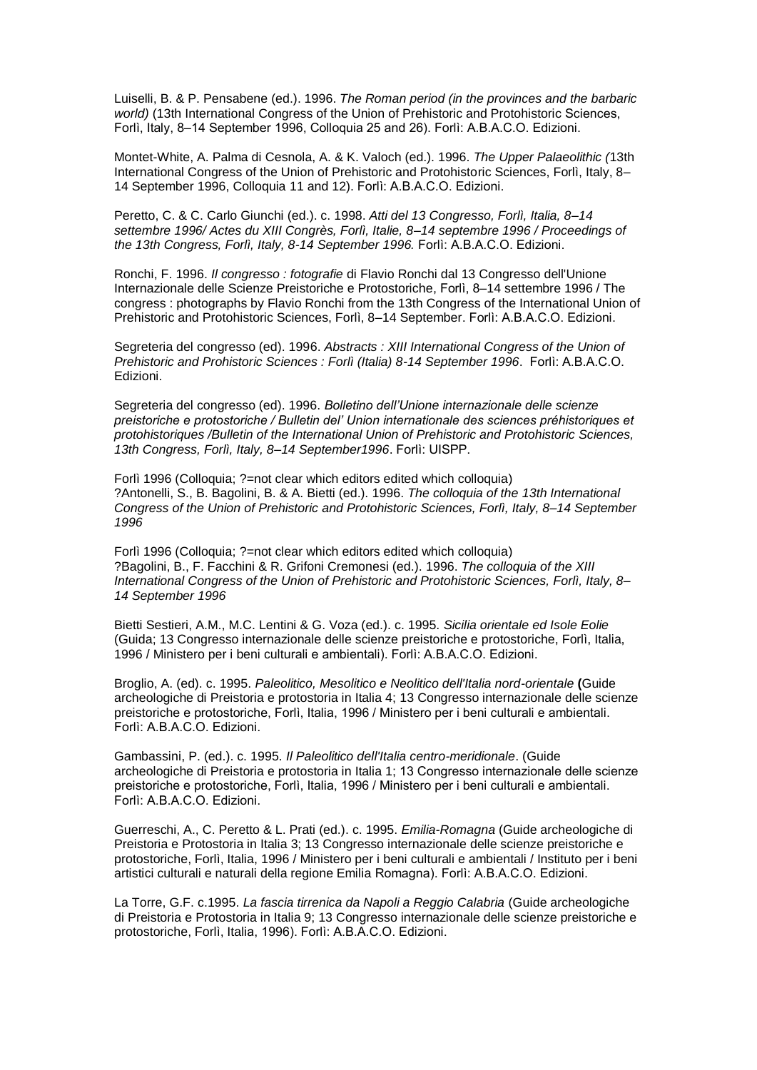Luiselli, B. & P. Pensabene (ed.). 1996. *The Roman period (in the provinces and the barbaric world)* (13th International Congress of the Union of Prehistoric and Protohistoric Sciences, Forlì, Italy, 8–14 September 1996, Colloquia 25 and 26). Forlì: A.B.A.C.O. Edizioni.

Montet-White, A. Palma di Cesnola, A. & K. Valoch (ed.). 1996. *The Upper Palaeolithic (*13th International Congress of the Union of Prehistoric and Protohistoric Sciences, Forlì, Italy, 8–14 September 1996, Colloquia 11 and 12). Forlì: A.B.A.C.O. Edizioni.

Peretto, C. & C. Carlo Giunchi (ed.). c. 1998. *Atti del 13 Congresso, Forlì, Italia, 8–14 settembre 1996/ Actes du XIII Congrès, Forlì, Italie, 8–14 septembre 1996 / Proceedings of the 13th Congress, Forlì, Italy, 8-14 September 1996.* Forlì: A.B.A.C.O. Edizioni.

Ronchi, F. 1996. *Il congresso : fotografie* di Flavio Ronchi dal 13 Congresso dell'Unione Internazionale delle Scienze Preistoriche e Protostoriche, Forlì, 8–14 settembre 1996 / The congress : photographs by Flavio Ronchi from the 13th Congress of the International Union of Prehistoric and Protohistoric Sciences, Forlì, 8–14 September. Forlì: A.B.A.C.O. Edizioni.

Segreteria del congresso (ed). 1996. *Abstracts : XIII International Congress of the Union of Prehistoric and Prohistoric Sciences : Forlì (Italia) 8-14 September 1996*. Forlì: A.B.A.C.O. Edizioni.

Segreteria del congresso (ed). 1996. *Bolletino dell'Unione internazionale delle scienze preistoriche e protostoriche / Bulletin del' Union internationale des sciences préhistoriques et protohistoriques /Bulletin of the International Union of Prehistoric and Protohistoric Sciences, 13th Congress, Forlì, Italy, 8–14 September1996*. Forlì: UISPP.

Forlì 1996 (Colloquia; ?=not clear which editors edited which colloquia)
?Antonelli, S., B. Bagolini, B. & A. Bietti (ed.). 1996. *The colloquia of the 13th International Congress of the Union of Prehistoric and Protohistoric Sciences, Forlì, Italy, 8–14 September 1996*

Forlì 1996 (Colloquia; ?=not clear which editors edited which colloquia)
?Bagolini, B., F. Facchini & R. Grifoni Cremonesi (ed.). 1996. *The colloquia of the XIII International Congress of the Union of Prehistoric and Protohistoric Sciences, Forlì, Italy, 8–14 September 1996*

Bietti Sestieri, A.M., M.C. Lentini & G. Voza (ed.). c. 1995. *Sicilia orientale ed Isole Eolie* (Guida; 13 Congresso internazionale delle scienze preistoriche e protostoriche, Forlì, Italia, 1996 / Ministero per i beni culturali e ambientali). Forlì: A.B.A.C.O. Edizioni.

Broglio, A. (ed). c. 1995. *Paleolitico, Mesolitico e Neolitico dell'Italia nord-orientale* **(**Guide archeologiche di Preistoria e protostoria in Italia 4; 13 Congresso internazionale delle scienze preistoriche e protostoriche, Forlì, Italia, 1996 / Ministero per i beni culturali e ambientali. Forlì: A.B.A.C.O. Edizioni.

Gambassini, P. (ed.). c. 1995. *Il Paleolitico dell'Italia centro-meridionale*. (Guide archeologiche di Preistoria e protostoria in Italia 1; 13 Congresso internazionale delle scienze preistoriche e protostoriche, Forlì, Italia, 1996 / Ministero per i beni culturali e ambientali. Forlì: A.B.A.C.O. Edizioni.

Guerreschi, A., C. Peretto & L. Prati (ed.). c. 1995. *Emilia-Romagna* (Guide archeologiche di Preistoria e Protostoria in Italia 3; 13 Congresso internazionale delle scienze preistoriche e protostoriche, Forlì, Italia, 1996 / Ministero per i beni culturali e ambientali / Instituto per i beni artistici culturali e naturali della regione Emilia Romagna). Forlì: A.B.A.C.O. Edizioni.

La Torre, G.F. c.1995. *La fascia tirrenica da Napoli a Reggio Calabria* (Guide archeologiche di Preistoria e Protostoria in Italia 9; 13 Congresso internazionale delle scienze preistoriche e protostoriche, Forlì, Italia, 1996). Forlì: A.B.A.C.O. Edizioni.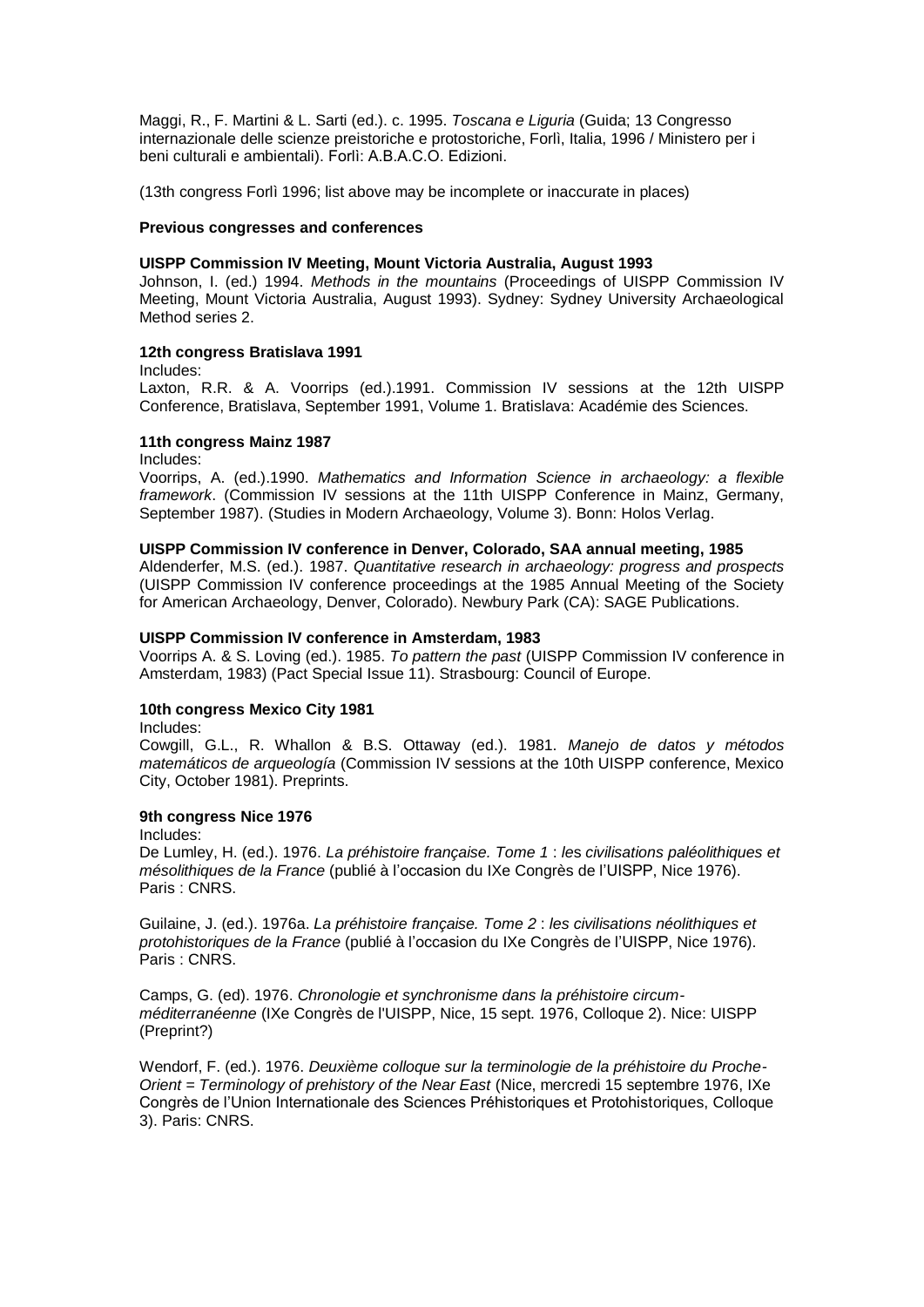Maggi, R., F. Martini & L. Sarti (ed.). c. 1995. *Toscana e Liguria* (Guida; 13 Congresso internazionale delle scienze preistoriche e protostoriche, Forlì, Italia, 1996 / Ministero per i beni culturali e ambientali). Forlì: A.B.A.C.O. Edizioni.

(13th congress Forlì 1996; list above may be incomplete or inaccurate in places)

**Previous congresses and conferences**

**UISPP Commission IV Meeting, Mount Victoria Australia, August 1993**

Johnson, I. (ed.) 1994. *Methods in the mountains* (Proceedings of UISPP Commission IV Meeting, Mount Victoria Australia, August 1993). Sydney: Sydney University Archaeological Method series 2.

**12th congress Bratislava 1991**

Includes:

Laxton, R.R. & A. Voorrips (ed.).1991. Commission IV sessions at the 12th UISPP Conference, Bratislava, September 1991, Volume 1. Bratislava: Académie des Sciences.

**11th congress Mainz 1987**

Includes:

Voorrips, A. (ed.).1990. *Mathematics and Information Science in archaeology: a flexible framework*. (Commission IV sessions at the 11th UISPP Conference in Mainz, Germany, September 1987). (Studies in Modern Archaeology, Volume 3). Bonn: Holos Verlag.

**UISPP Commission IV conference in Denver, Colorado, SAA annual meeting, 1985**

Aldenderfer, M.S. (ed.). 1987. *Quantitative research in archaeology: progress and prospects* (UISPP Commission IV conference proceedings at the 1985 Annual Meeting of the Society for American Archaeology, Denver, Colorado). Newbury Park (CA): SAGE Publications.

**UISPP Commission IV conference in Amsterdam, 1983**

Voorrips A. & S. Loving (ed.). 1985. *To pattern the past* (UISPP Commission IV conference in Amsterdam, 1983) (Pact Special Issue 11). Strasbourg: Council of Europe.

**10th congress Mexico City 1981**

Includes:

Cowgill, G.L., R. Whallon & B.S. Ottaway (ed.). 1981. *Manejo de datos y métodos matemáticos de arqueología* (Commission IV sessions at the 10th UISPP conference, Mexico City, October 1981). Preprints.

**9th congress Nice 1976**

Includes:

De Lumley, H. (ed.). 1976. *La préhistoire française. Tome 1 : les civilisations paléolithiques et mésolithiques de la France* (publié à l'occasion du IXe Congrès de l'UISPP, Nice 1976). Paris : CNRS.

Guilaine, J. (ed.). 1976a. *La préhistoire française. Tome 2 : les civilisations néolithiques et protohistoriques de la France* (publié à l'occasion du IXe Congrès de l'UISPP, Nice 1976). Paris : CNRS.

Camps, G. (ed). 1976. *Chronologie et synchronisme dans la préhistoire circum-méditerranéenne* (IXe Congrès de l'UISPP, Nice, 15 sept. 1976, Colloque 2). Nice: UISPP (Preprint?)

Wendorf, F. (ed.). 1976. *Deuxième colloque sur la terminologie de la préhistoire du Proche-Orient = Terminology of prehistory of the Near East* (Nice, mercredi 15 septembre 1976, IXe Congrès de l'Union Internationale des Sciences Préhistoriques et Protohistoriques, Colloque 3). Paris: CNRS.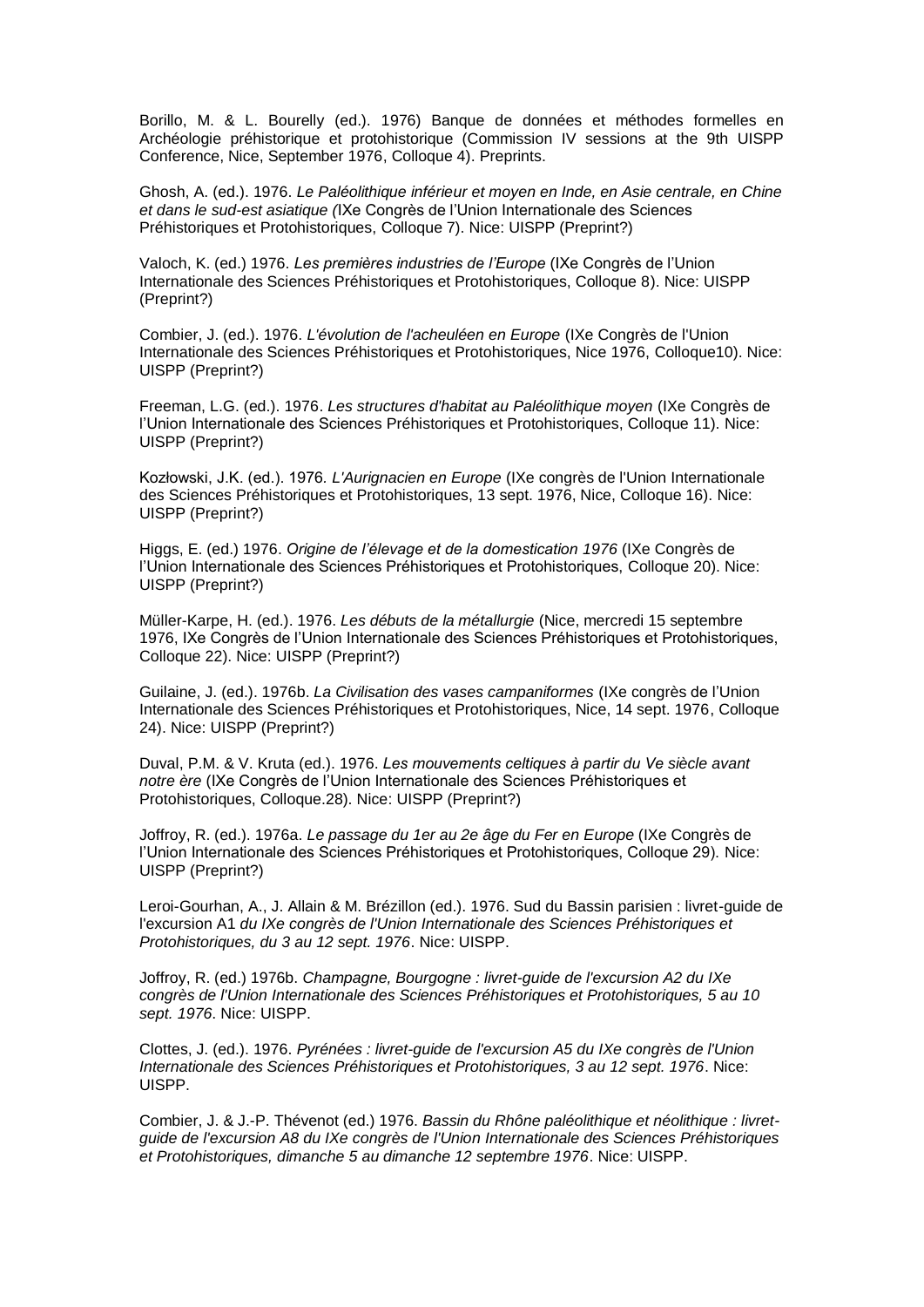Borillo, M. & L. Bourelly (ed.). 1976) Banque de données et méthodes formelles en Archéologie préhistorique et protohistorique (Commission IV sessions at the 9th UISPP Conference, Nice, September 1976, Colloque 4). Preprints.

Ghosh, A. (ed.). 1976. *Le Paléolithique inférieur et moyen en Inde, en Asie centrale, en Chine et dans le sud-est asiatique (*IXe Congrès de l'Union Internationale des Sciences Préhistoriques et Protohistoriques, Colloque 7). Nice: UISPP (Preprint?)

Valoch, K. (ed.) 1976. *Les premières industries de l'Europe* (IXe Congrès de l'Union Internationale des Sciences Préhistoriques et Protohistoriques, Colloque 8). Nice: UISPP (Preprint?)

Combier, J. (ed.). 1976. *L'évolution de l'acheuléen en Europe* (IXe Congrès de l'Union Internationale des Sciences Préhistoriques et Protohistoriques, Nice 1976, Colloque10). Nice: UISPP (Preprint?)

Freeman, L.G. (ed.). 1976. *Les structures d'habitat au Paléolithique moyen* (IXe Congrès de l'Union Internationale des Sciences Préhistoriques et Protohistoriques, Colloque 11). Nice: UISPP (Preprint?)

Kozłowski, J.K. (ed.). 1976. *L'Aurignacien en Europe* (IXe congrès de l'Union Internationale des Sciences Préhistoriques et Protohistoriques, 13 sept. 1976, Nice, Colloque 16). Nice: UISPP (Preprint?)

Higgs, E. (ed.) 1976. *Origine de l'élevage et de la domestication 1976* (IXe Congrès de l'Union Internationale des Sciences Préhistoriques et Protohistoriques, Colloque 20). Nice: UISPP (Preprint?)

Müller-Karpe, H. (ed.). 1976. *Les débuts de la métallurgie* (Nice, mercredi 15 septembre 1976, IXe Congrès de l'Union Internationale des Sciences Préhistoriques et Protohistoriques, Colloque 22). Nice: UISPP (Preprint?)

Guilaine, J. (ed.). 1976b. *La Civilisation des vases campaniformes* (IXe congrès de l'Union Internationale des Sciences Préhistoriques et Protohistoriques, Nice, 14 sept. 1976, Colloque 24). Nice: UISPP (Preprint?)

Duval, P.M. & V. Kruta (ed.). 1976. *Les mouvements celtiques à partir du Ve siècle avant notre ère* (IXe Congrès de l'Union Internationale des Sciences Préhistoriques et Protohistoriques, Colloque.28). Nice: UISPP (Preprint?)

Joffroy, R. (ed.). 1976a. *Le passage du 1er au 2e âge du Fer en Europe* (IXe Congrès de l'Union Internationale des Sciences Préhistoriques et Protohistoriques, Colloque 29). Nice: UISPP (Preprint?)

Leroi-Gourhan, A., J. Allain & M. Brézillon (ed.). 1976. Sud du Bassin parisien : livret-guide de l'excursion A1 *du IXe congrès de l'Union Internationale des Sciences Préhistoriques et Protohistoriques, du 3 au 12 sept. 1976*. Nice: UISPP.

Joffroy, R. (ed.) 1976b. *Champagne, Bourgogne : livret-guide de l'excursion A2 du IXe congrès de l'Union Internationale des Sciences Préhistoriques et Protohistoriques, 5 au 10 sept. 1976*. Nice: UISPP.

Clottes, J. (ed.). 1976. *Pyrénées : livret-guide de l'excursion A5 du IXe congrès de l'Union Internationale des Sciences Préhistoriques et Protohistoriques, 3 au 12 sept. 1976*. Nice: UISPP.

Combier, J. & J.-P. Thévenot (ed.) 1976. *Bassin du Rhône paléolithique et néolithique : livret-guide de l'excursion A8 du IXe congrès de l'Union Internationale des Sciences Préhistoriques et Protohistoriques, dimanche 5 au dimanche 12 septembre 1976*. Nice: UISPP.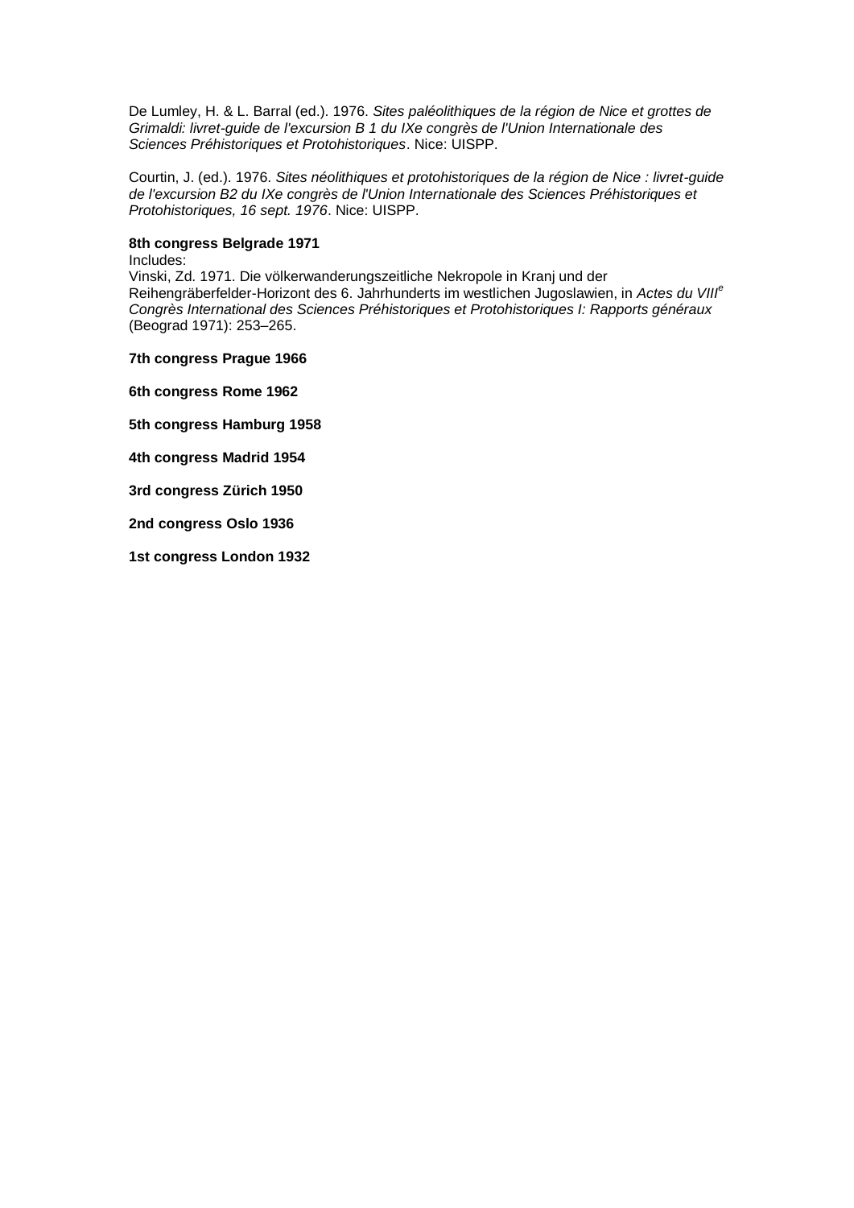De Lumley, H. & L. Barral (ed.). 1976. *Sites paléolithiques de la région de Nice et grottes de Grimaldi: livret-guide de l'excursion B 1 du IXe congrès de l'Union Internationale des Sciences Préhistoriques et Protohistoriques*. Nice: UISPP.

Courtin, J. (ed.). 1976. *Sites néolithiques et protohistoriques de la région de Nice : livret-guide de l'excursion B2 du IXe congrès de l'Union Internationale des Sciences Préhistoriques et Protohistoriques, 16 sept. 1976*. Nice: UISPP.

**8th congress Belgrade 1971**

Includes:

Vinski, Zd. 1971. Die völkerwanderungszeitliche Nekropole in Kranj und der Reihengräberfelder-Horizont des 6. Jahrhunderts im westlichen Jugoslawien, in *Actes du VIII[e] Congrès International des Sciences Préhistoriques et Protohistoriques I: Rapports généraux* (Beograd 1971): 253–265.

**7th congress Prague 1966**

**6th congress Rome 1962**

**5th congress Hamburg 1958**

**4th congress Madrid 1954**

**3rd congress Zürich 1950**

**2nd congress Oslo 1936**

**1st congress London 1932**